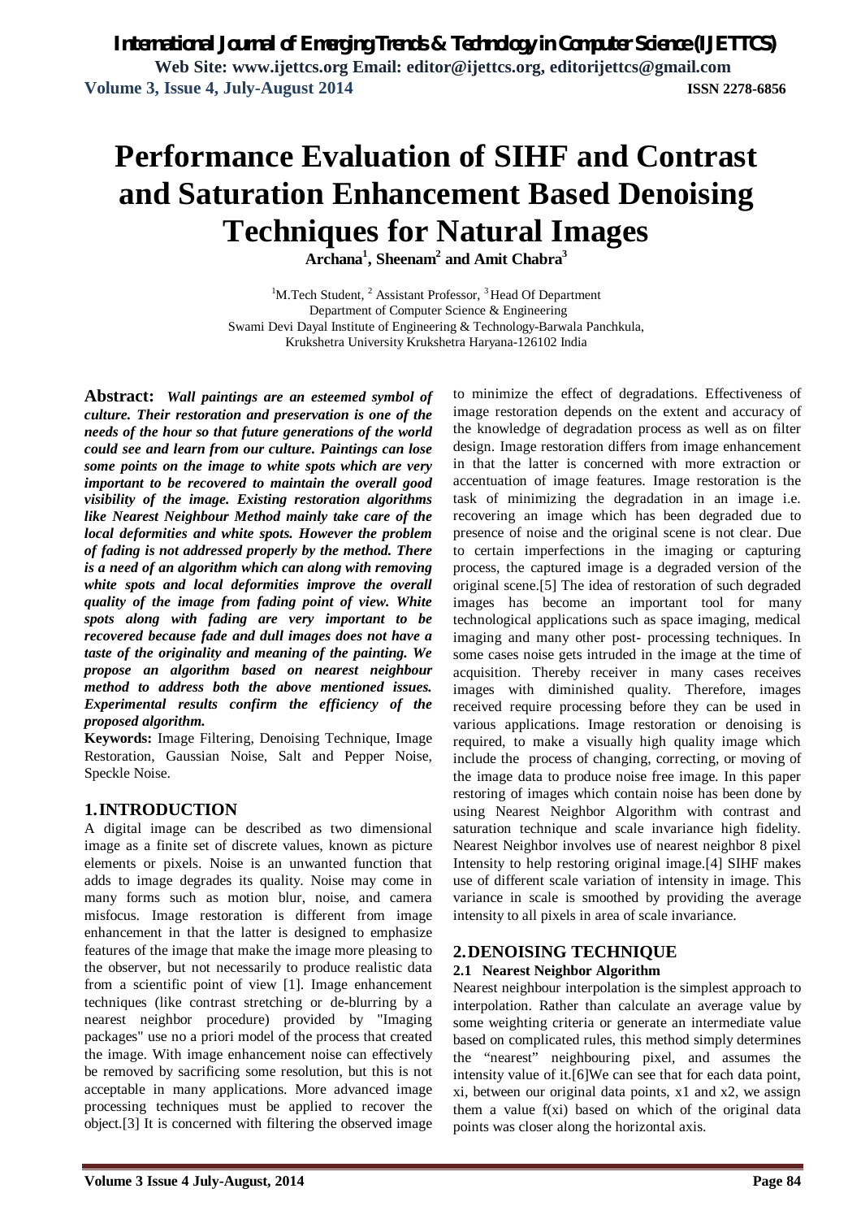# Performance Evaluation of SIHF and Contrast and Saturation Enhancement Based Denoising Techniques for Natural Images

**Archana[1], Sheenam[2] and Amit Chabra[3]**

[1]M.Tech Student, [2] Assistant Professor, [3] Head Of Department
Department of Computer Science & Engineering
Swami Devi Dayal Institute of Engineering & Technology-Barwala Panchkula,
Krukshetra University Krukshetra Haryana-126102 India

**Abstract:** ***Wall paintings are an esteemed symbol of culture. Their restoration and preservation is one of the needs of the hour so that future generations of the world could see and learn from our culture. Paintings can lose some points on the image to white spots which are very important to be recovered to maintain the overall good visibility of the image. Existing restoration algorithms like Nearest Neighbour Method mainly take care of the local deformities and white spots. However the problem of fading is not addressed properly by the method. There is a need of an algorithm which can along with removing white spots and local deformities improve the overall quality of the image from fading point of view. White spots along with fading are very important to be recovered because fade and dull images does not have a taste of the originality and meaning of the painting. We propose an algorithm based on nearest neighbour method to address both the above mentioned issues. Experimental results confirm the efficiency of the proposed algorithm.***

**Keywords:** Image Filtering, Denoising Technique, Image Restoration, Gaussian Noise, Salt and Pepper Noise, Speckle Noise.

## 1. INTRODUCTION

A digital image can be described as two dimensional image as a finite set of discrete values, known as picture elements or pixels. Noise is an unwanted function that adds to image degrades its quality. Noise may come in many forms such as motion blur, noise, and camera misfocus. Image restoration is different from image enhancement in that the latter is designed to emphasize features of the image that make the image more pleasing to the observer, but not necessarily to produce realistic data from a scientific point of view [1]. Image enhancement techniques (like contrast stretching or de-blurring by a nearest neighbor procedure) provided by "Imaging packages" use no a priori model of the process that created the image. With image enhancement noise can effectively be removed by sacrificing some resolution, but this is not acceptable in many applications. More advanced image processing techniques must be applied to recover the object.[3] It is concerned with filtering the observed image to minimize the effect of degradations. Effectiveness of image restoration depends on the extent and accuracy of the knowledge of degradation process as well as on filter design. Image restoration differs from image enhancement in that the latter is concerned with more extraction or accentuation of image features. Image restoration is the task of minimizing the degradation in an image i.e. recovering an image which has been degraded due to presence of noise and the original scene is not clear. Due to certain imperfections in the imaging or capturing process, the captured image is a degraded version of the original scene.[5] The idea of restoration of such degraded images has become an important tool for many technological applications such as space imaging, medical imaging and many other post- processing techniques. In some cases noise gets intruded in the image at the time of acquisition. Thereby receiver in many cases receives images with diminished quality. Therefore, images received require processing before they can be used in various applications. Image restoration or denoising is required, to make a visually high quality image which include the process of changing, correcting, or moving of the image data to produce noise free image. In this paper restoring of images which contain noise has been done by using Nearest Neighbor Algorithm with contrast and saturation technique and scale invariance high fidelity. Nearest Neighbor involves use of nearest neighbor 8 pixel Intensity to help restoring original image.[4] SIHF makes use of different scale variation of intensity in image. This variance in scale is smoothed by providing the average intensity to all pixels in area of scale invariance.

## 2. DENOISING TECHNIQUE

### 2.1 Nearest Neighbor Algorithm

Nearest neighbour interpolation is the simplest approach to interpolation. Rather than calculate an average value by some weighting criteria or generate an intermediate value based on complicated rules, this method simply determines the "nearest" neighbouring pixel, and assumes the intensity value of it.[6]We can see that for each data point, xi, between our original data points, x1 and x2, we assign them a value f(xi) based on which of the original data points was closer along the horizontal axis.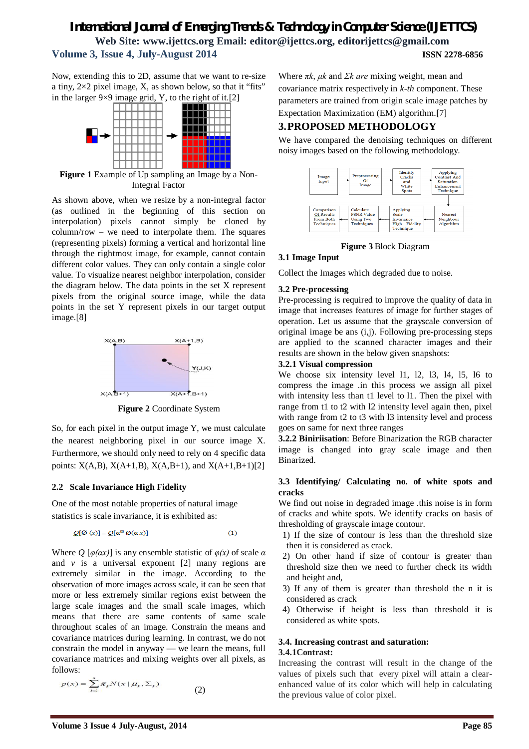Now, extending this to 2D, assume that we want to re-size a tiny, 2×2 pixel image, X, as shown below, so that it "fits" in the larger 9×9 image grid, Y, to the right of it.[2]

**Figure 1** Example of Up sampling an Image by a Non-Integral Factor

As shown above, when we resize by a non-integral factor (as outlined in the beginning of this section on interpolation) pixels cannot simply be cloned by column/row – we need to interpolate them. The squares (representing pixels) forming a vertical and horizontal line through the rightmost image, for example, cannot contain different color values. They can only contain a single color value. To visualize nearest neighbor interpolation, consider the diagram below. The data points in the set X represent pixels from the original source image, while the data points in the set Y represent pixels in our target output image.[8]

**Figure 2** Coordinate System

So, for each pixel in the output image Y, we must calculate the nearest neighboring pixel in our source image X. Furthermore, we should only need to rely on 4 specific data points: X(A,B), X(A+1,B), X(A,B+1), and X(A+1,B+1)[2]

## 2.2 Scale Invariance High Fidelity

One of the most notable properties of natural image statistics is scale invariance, it is exhibited as:

$$Q[\varnothing(x)] = Q[\alpha^{v}\varnothing(\alpha x)] \qquad (1)$$

Where $Q[\varphi(\alpha x)]$ is any ensemble statistic of $\varphi(x)$ of scale $\alpha$ and $v$ is a universal exponent [2] many regions are extremely similar in the image. According to the observation of more images across scale, it can be seen that more or less extremely similar regions exist between the large scale images and the small scale images, which means that there are same contents of same scale throughout scales of an image. Constrain the means and covariance matrices during learning. In contrast, we do not constrain the model in anyway — we learn the means, full covariance matrices and mixing weights over all pixels, as follows:

$$p(x) = \sum_{k=1}^{n} \pi_k N(x \mid \mu_k, \Sigma_k) \qquad (2)$$

Where $\pi k$, $\mu k$ and $\Sigma k$ are mixing weight, mean and covariance matrix respectively in *k-th* component. These parameters are trained from origin scale image patches by Expectation Maximization (EM) algorithm.[7]

# 3. PROPOSED METHODOLOGY

We have compared the denoising techniques on different noisy images based on the following methodology.

Image Input → Preprocessing Of Image → Identify Cracks and White Spots → Applying Contrast And Saturation Enhancement Technique → Nearest Neighbour Algorithm → Applying Scale Invariance High Fidelity Technique → Calculate PSNR Value Using Two Techniques → Comparison Of Results From Both Techniques

**Figure 3** Block Diagram

### 3.1 Image Input

Collect the Images which degraded due to noise.

### 3.2 Pre-processing

Pre-processing is required to improve the quality of data in image that increases features of image for further stages of operation. Let us assume that the grayscale conversion of original image be ans (i,j). Following pre-processing steps are applied to the scanned character images and their results are shown in the below given snapshots:

#### 3.2.1 Visual compression

We choose six intensity level l1, l2, l3, l4, l5, l6 to compress the image .in this process we assign all pixel with intensity less than t1 level to l1. Then the pixel with range from t1 to t2 with l2 intensity level again then, pixel with range from t2 to t3 with l3 intensity level and process goes on same for next three ranges

**3.2.2 Biniriisation**: Before Binarization the RGB character image is changed into gray scale image and then Binarized.

### 3.3 Identifying/ Calculating no. of white spots and cracks

We find out noise in degraded image .this noise is in form of cracks and white spots. We identify cracks on basis of thresholding of grayscale image contour.

1) If the size of contour is less than the threshold size then it is considered as crack.
2) On other hand if size of contour is greater than threshold size then we need to further check its width and height and,
3) If any of them is greater than threshold the n it is considered as crack
4) Otherwise if height is less than threshold it is considered as white spots.

### 3.4. Increasing contrast and saturation:

#### 3.4.1Contrast:

Increasing the contrast will result in the change of the values of pixels such that every pixel will attain a clear-enhanced value of its color which will help in calculating the previous value of color pixel.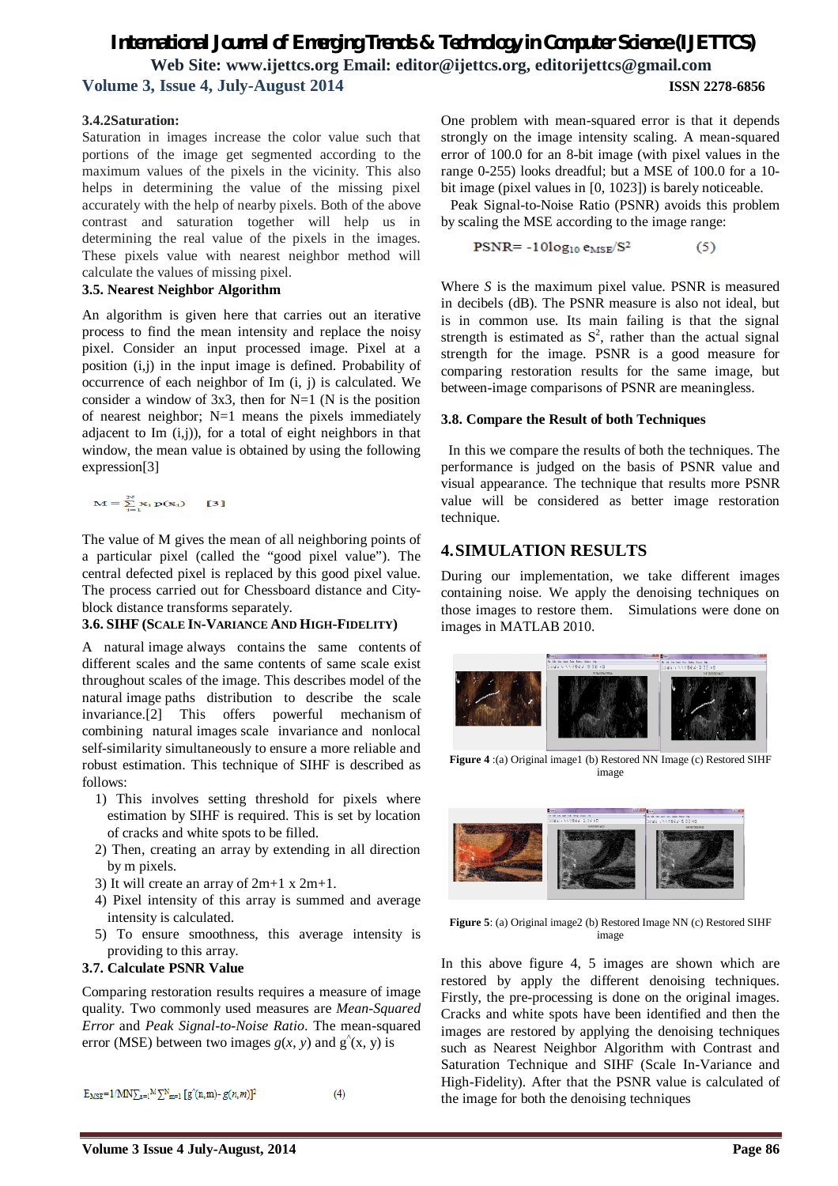#### 3.4.2 Saturation:

Saturation in images increase the color value such that portions of the image get segmented according to the maximum values of the pixels in the vicinity. This also helps in determining the value of the missing pixel accurately with the help of nearby pixels. Both of the above contrast and saturation together will help us in determining the real value of the pixels in the images. These pixels value with nearest neighbor method will calculate the values of missing pixel.

### 3.5. Nearest Neighbor Algorithm

An algorithm is given here that carries out an iterative process to find the mean intensity and replace the noisy pixel. Consider an input processed image. Pixel at a position (i,j) in the input image is defined. Probability of occurrence of each neighbor of Im (i, j) is calculated. We consider a window of 3x3, then for N=1 (N is the position of nearest neighbor; N=1 means the pixels immediately adjacent to Im (i,j)), for a total of eight neighbors in that window, the mean value is obtained by using the following expression[3]

$$M = \sum_{i=1}^{2^{n}} x_i \, p(x_i) \qquad [3]$$

The value of M gives the mean of all neighboring points of a particular pixel (called the "good pixel value"). The central defected pixel is replaced by this good pixel value. The process carried out for Chessboard distance and City-block distance transforms separately.

### 3.6. SIHF (Scale In-Variance And High-Fidelity)

A natural image always contains the same contents of different scales and the same contents of same scale exist throughout scales of the image. This describes model of the natural image paths distribution to describe the scale invariance.[2] This offers powerful mechanism of combining natural images scale invariance and nonlocal self-similarity simultaneously to ensure a more reliable and robust estimation. This technique of SIHF is described as follows:

1) This involves setting threshold for pixels where estimation by SIHF is required. This is set by location of cracks and white spots to be filled.
2) Then, creating an array by extending in all direction by m pixels.
3) It will create an array of 2m+1 x 2m+1.
4) Pixel intensity of this array is summed and average intensity is calculated.
5) To ensure smoothness, this average intensity is providing to this array.

### 3.7. Calculate PSNR Value

Comparing restoration results requires a measure of image quality. Two commonly used measures are *Mean-Squared Error* and *Peak Signal-to-Noise Ratio*. The mean-squared error (MSE) between two images $g(x, y)$ and $\hat{g}(x, y)$ is

$$E_{MSE} = 1/MN \sum_{n=1}^{M} \sum_{m=1}^{N} [\hat{g}(n,m) - g(n,m)]^2 \qquad (4)$$

One problem with mean-squared error is that it depends strongly on the image intensity scaling. A mean-squared error of 100.0 for an 8-bit image (with pixel values in the range 0-255) looks dreadful; but a MSE of 100.0 for a 10-bit image (pixel values in [0, 1023]) is barely noticeable.

Peak Signal-to-Noise Ratio (PSNR) avoids this problem by scaling the MSE according to the image range:

$$PSNR = -10\log_{10} e_{MSE}/S^2 \qquad (5)$$

Where $S$ is the maximum pixel value. PSNR is measured in decibels (dB). The PSNR measure is also not ideal, but is in common use. Its main failing is that the signal strength is estimated as $S^2$, rather than the actual signal strength for the image. PSNR is a good measure for comparing restoration results for the same image, but between-image comparisons of PSNR are meaningless.

### 3.8. Compare the Result of both Techniques

In this we compare the results of both the techniques. The performance is judged on the basis of PSNR value and visual appearance. The technique that results more PSNR value will be considered as better image restoration technique.

## 4. SIMULATION RESULTS

During our implementation, we take different images containing noise. We apply the denoising techniques on those images to restore them. Simulations were done on images in MATLAB 2010.

**Figure 4** :(a) Original image1 (b) Restored NN Image (c) Restored SIHF image

**Figure 5**: (a) Original image2 (b) Restored Image NN (c) Restored SIHF image

In this above figure 4, 5 images are shown which are restored by apply the different denoising techniques. Firstly, the pre-processing is done on the original images. Cracks and white spots have been identified and then the images are restored by applying the denoising techniques such as Nearest Neighbor Algorithm with Contrast and Saturation Technique and SIHF (Scale In-Variance and High-Fidelity). After that the PSNR value is calculated of the image for both the denoising techniques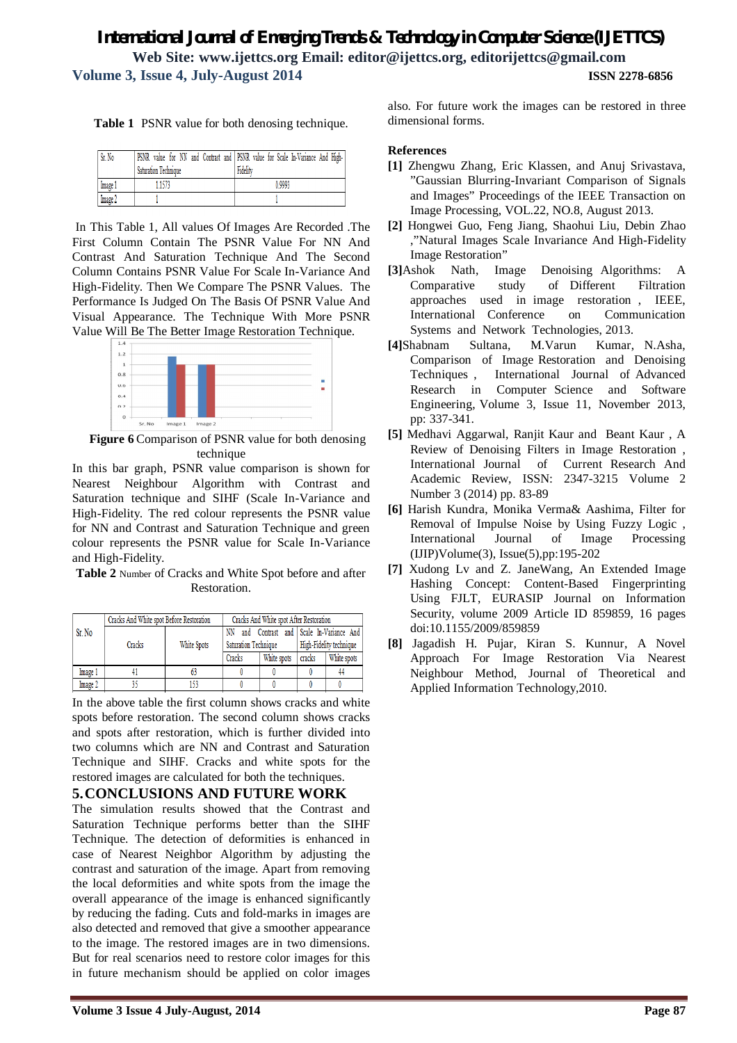**Table 1** PSNR value for both denosing technique.

| Sr. No | PSNR value for NN and Contrast and Saturation Technique | PSNR value for Scale In-Variance And High-Fidelity |
|---|---|---|
| Image 1 | 1.1573 | 0.9991 |
| Image 2 | 1 | 1 |

In This Table 1, All values Of Images Are Recorded .The First Column Contain The PSNR Value For NN And Contrast And Saturation Technique And The Second Column Contains PSNR Value For Scale In-Variance And High-Fidelity. Then We Compare The PSNR Values. The Performance Is Judged On The Basis Of PSNR Value And Visual Appearance. The Technique With More PSNR Value Will Be The Better Image Restoration Technique.

1.4
1.2
1
0.8
0.6
0.4
0.2
0
Sr. No
Image 1
Image 2

**Figure 6** Comparison of PSNR value for both denosing technique

In this bar graph, PSNR value comparison is shown for Nearest Neighbour Algorithm with Contrast and Saturation technique and SIHF (Scale In-Variance and High-Fidelity. The red colour represents the PSNR value for NN and Contrast and Saturation Technique and green colour represents the PSNR value for Scale In-Variance and High-Fidelity.

**Table 2** Number of Cracks and White Spot before and after Restoration.

| Sr. No | Cracks And White spot Before Restoration | | Cracks And White spot After Restoration | | | |
|---|---|---|---|---|---|---|
| | | | NN and Contrast and Saturation Technique | | Scale In-Variance And High-Fidelity technique | |
| | Cracks | White Spots | Cracks | White spots | cracks | White spots |
| Image 1 | 41 | 63 | 0 | 0 | 0 | 44 |
| Image 2 | 35 | 153 | 0 | 0 | 0 | 0 |

In the above table the first column shows cracks and white spots before restoration. The second column shows cracks and spots after restoration, which is further divided into two columns which are NN and Contrast and Saturation Technique and SIHF. Cracks and white spots for the restored images are calculated for both the techniques.

## 5. CONCLUSIONS AND FUTURE WORK

The simulation results showed that the Contrast and Saturation Technique performs better than the SIHF Technique. The detection of deformities is enhanced in case of Nearest Neighbor Algorithm by adjusting the contrast and saturation of the image. Apart from removing the local deformities and white spots from the image the overall appearance of the image is enhanced significantly by reducing the fading. Cuts and fold-marks in images are also detected and removed that give a smoother appearance to the image. The restored images are in two dimensions. But for real scenarios need to restore color images for this in future mechanism should be applied on color images also. For future work the images can be restored in three dimensional forms.

## References

**[1]** Zhengwu Zhang, Eric Klassen, and Anuj Srivastava, "Gaussian Blurring-Invariant Comparison of Signals and Images" Proceedings of the IEEE Transaction on Image Processing, VOL.22, NO.8, August 2013.

**[2]** Hongwei Guo, Feng Jiang, Shaohui Liu, Debin Zhao ,"Natural Images Scale Invariance And High-Fidelity Image Restoration"

**[3]**Ashok Nath, Image Denoising Algorithms: A Comparative study of Different Filtration approaches used in image restoration , IEEE, International Conference on Communication Systems and Network Technologies, 2013.

**[4]**Shabnam Sultana, M.Varun Kumar, N.Asha, Comparison of Image Restoration and Denoising Techniques , International Journal of Advanced Research in Computer Science and Software Engineering, Volume 3, Issue 11, November 2013, pp: 337-341.

**[5]** Medhavi Aggarwal, Ranjit Kaur and Beant Kaur , A Review of Denoising Filters in Image Restoration , International Journal of Current Research And Academic Review, ISSN: 2347-3215 Volume 2 Number 3 (2014) pp. 83-89

**[6]** Harish Kundra, Monika Verma& Aashima, Filter for Removal of Impulse Noise by Using Fuzzy Logic , International Journal of Image Processing (IJIP)Volume(3), Issue(5),pp:195-202

**[7]** Xudong Lv and Z. JaneWang, An Extended Image Hashing Concept: Content-Based Fingerprinting Using FJLT, EURASIP Journal on Information Security, volume 2009 Article ID 859859, 16 pages doi:10.1155/2009/859859

**[8]** Jagadish H. Pujar, Kiran S. Kunnur, A Novel Approach For Image Restoration Via Nearest Neighbour Method, Journal of Theoretical and Applied Information Technology,2010.